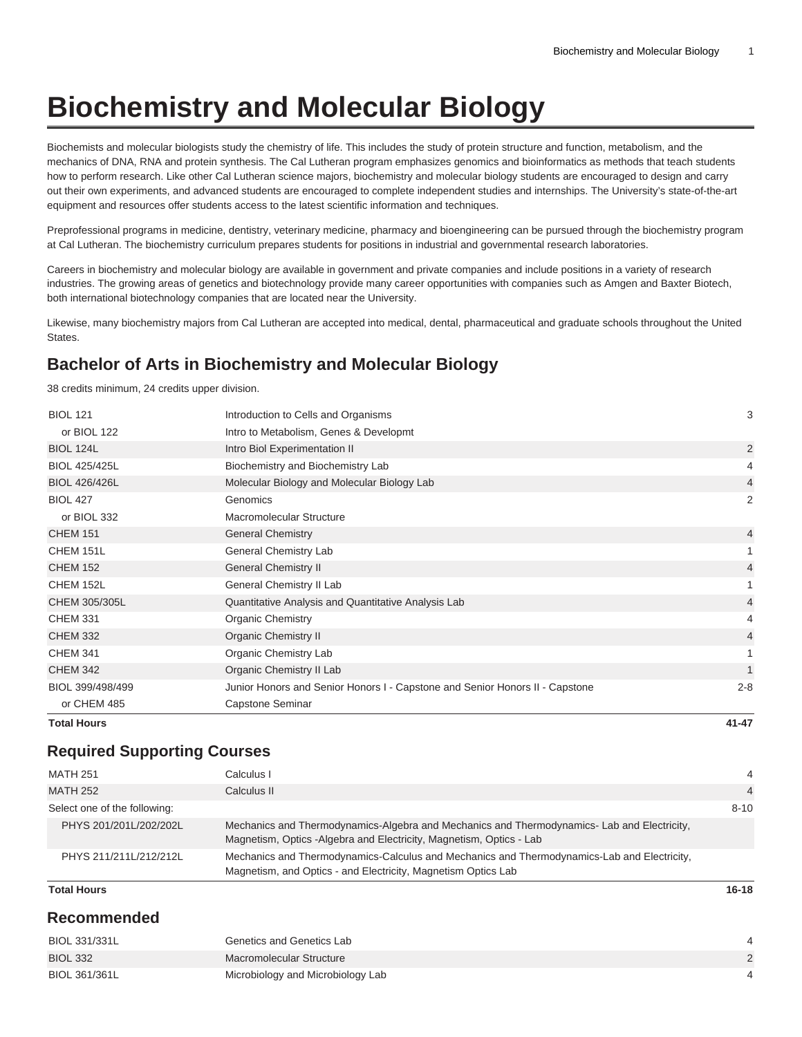# Biochemistry and Molecular Biology

Biochemists and molecular biologists study the chemistry of life. This includes the study of protein structure and function, metabolism, and the mechanics of DNA, RNA and protein synthesis. The Cal Lutheran program emphasizes genomics and bioinformatics as methods that teach students how to perform research. Like other Cal Lutheran science majors, biochemistry and molecular biology students are encouraged to design and carry out their own experiments, and advanced students are encouraged to complete independent studies and internships. The University's state-of-the-art equipment and resources offer students access to the latest scientific information and techniques.

Preprofessional programs in medicine, dentistry, veterinary medicine, pharmacy and bioengineering can be pursued through the biochemistry program at Cal Lutheran. The biochemistry curriculum prepares students for positions in industrial and governmental research laboratories.

Careers in biochemistry and molecular biology are available in government and private companies and include positions in a variety of research industries. The growing areas of genetics and biotechnology provide many career opportunities with companies such as Amgen and Baxter Biotech, both international biotechnology companies that are located near the University.

Likewise, many biochemistry majors from Cal Lutheran are accepted into medical, dental, pharmaceutical and graduate schools throughout the United States.

## Bachelor of Arts in Biochemistry and Molecular Biology

38 credits minimum, 24 credits upper division.

| Course | Title | Credits |
|---|---|---|
| BIOL 121 | Introduction to Cells and Organisms | 3 |
| or BIOL 122 | Intro to Metabolism, Genes & Developmt | |
| BIOL 124L | Intro Biol Experimentation II | 2 |
| BIOL 425/425L | Biochemistry and Biochemistry Lab | 4 |
| BIOL 426/426L | Molecular Biology and Molecular Biology Lab | 4 |
| BIOL 427 | Genomics | 2 |
| or BIOL 332 | Macromolecular Structure | |
| CHEM 151 | General Chemistry | 4 |
| CHEM 151L | General Chemistry Lab | 1 |
| CHEM 152 | General Chemistry II | 4 |
| CHEM 152L | General Chemistry II Lab | 1 |
| CHEM 305/305L | Quantitative Analysis and Quantitative Analysis Lab | 4 |
| CHEM 331 | Organic Chemistry | 4 |
| CHEM 332 | Organic Chemistry II | 4 |
| CHEM 341 | Organic Chemistry Lab | 1 |
| CHEM 342 | Organic Chemistry II Lab | 1 |
| BIOL 399/498/499 | Junior Honors and Senior Honors I - Capstone and Senior Honors II - Capstone | 2-8 |
| or CHEM 485 | Capstone Seminar | |
| **Total Hours** | | **41-47** |

## Required Supporting Courses

| Course | Title | Credits |
|---|---|---|
| MATH 251 | Calculus I | 4 |
| MATH 252 | Calculus II | 4 |
| Select one of the following: | | 8-10 |
| PHYS 201/201L/202/202L | Mechanics and Thermodynamics-Algebra and Mechanics and Thermodynamics- Lab and Electricity, Magnetism, Optics -Algebra and Electricity, Magnetism, Optics - Lab | |
| PHYS 211/211L/212/212L | Mechanics and Thermodynamics-Calculus and Mechanics and Thermodynamics-Lab and Electricity, Magnetism, and Optics - and Electricity, Magnetism Optics Lab | |
| **Total Hours** | | **16-18** |

## Recommended

| Course | Title | Credits |
|---|---|---|
| BIOL 331/331L | Genetics and Genetics Lab | 4 |
| BIOL 332 | Macromolecular Structure | 2 |
| BIOL 361/361L | Microbiology and Microbiology Lab | 4 |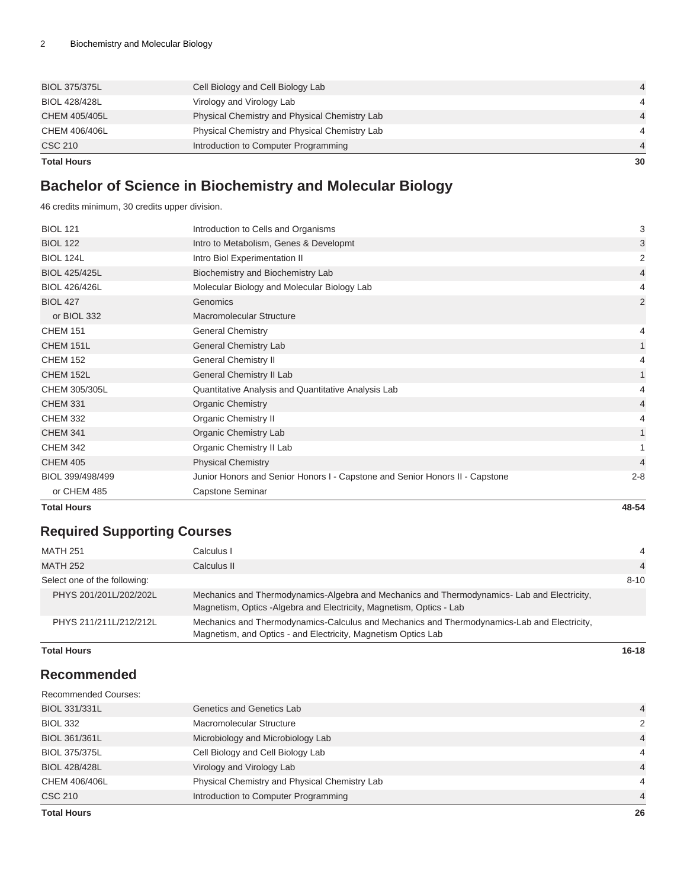| | | |
|---|---|---|
| BIOL 375/375L | Cell Biology and Cell Biology Lab | 4 |
| BIOL 428/428L | Virology and Virology Lab | 4 |
| CHEM 405/405L | Physical Chemistry and Physical Chemistry Lab | 4 |
| CHEM 406/406L | Physical Chemistry and Physical Chemistry Lab | 4 |
| CSC 210 | Introduction to Computer Programming | 4 |
| **Total Hours** | | **30** |

## Bachelor of Science in Biochemistry and Molecular Biology

46 credits minimum, 30 credits upper division.

| | | |
|---|---|---|
| BIOL 121 | Introduction to Cells and Organisms | 3 |
| BIOL 122 | Intro to Metabolism, Genes & Developmt | 3 |
| BIOL 124L | Intro Biol Experimentation II | 2 |
| BIOL 425/425L | Biochemistry and Biochemistry Lab | 4 |
| BIOL 426/426L | Molecular Biology and Molecular Biology Lab | 4 |
| BIOL 427 | Genomics | 2 |
| or BIOL 332 | Macromolecular Structure | |
| CHEM 151 | General Chemistry | 4 |
| CHEM 151L | General Chemistry Lab | 1 |
| CHEM 152 | General Chemistry II | 4 |
| CHEM 152L | General Chemistry II Lab | 1 |
| CHEM 305/305L | Quantitative Analysis and Quantitative Analysis Lab | 4 |
| CHEM 331 | Organic Chemistry | 4 |
| CHEM 332 | Organic Chemistry II | 4 |
| CHEM 341 | Organic Chemistry Lab | 1 |
| CHEM 342 | Organic Chemistry II Lab | 1 |
| CHEM 405 | Physical Chemistry | 4 |
| BIOL 399/498/499 | Junior Honors and Senior Honors I - Capstone and Senior Honors II - Capstone | 2-8 |
| or CHEM 485 | Capstone Seminar | |
| **Total Hours** | | **48-54** |

## Required Supporting Courses

| | | |
|---|---|---|
| MATH 251 | Calculus I | 4 |
| MATH 252 | Calculus II | 4 |
| Select one of the following: | | 8-10 |
| PHYS 201/201L/202/202L | Mechanics and Thermodynamics-Algebra and Mechanics and Thermodynamics- Lab and Electricity, Magnetism, Optics -Algebra and Electricity, Magnetism, Optics - Lab | |
| PHYS 211/211L/212/212L | Mechanics and Thermodynamics-Calculus and Mechanics and Thermodynamics-Lab and Electricity, Magnetism, and Optics - and Electricity, Magnetism Optics Lab | |
| **Total Hours** | | **16-18** |

## Recommended

| | | |
|---|---|---|
| Recommended Courses: | | |
| BIOL 331/331L | Genetics and Genetics Lab | 4 |
| BIOL 332 | Macromolecular Structure | 2 |
| BIOL 361/361L | Microbiology and Microbiology Lab | 4 |
| BIOL 375/375L | Cell Biology and Cell Biology Lab | 4 |
| BIOL 428/428L | Virology and Virology Lab | 4 |
| CHEM 406/406L | Physical Chemistry and Physical Chemistry Lab | 4 |
| CSC 210 | Introduction to Computer Programming | 4 |
| **Total Hours** | | **26** |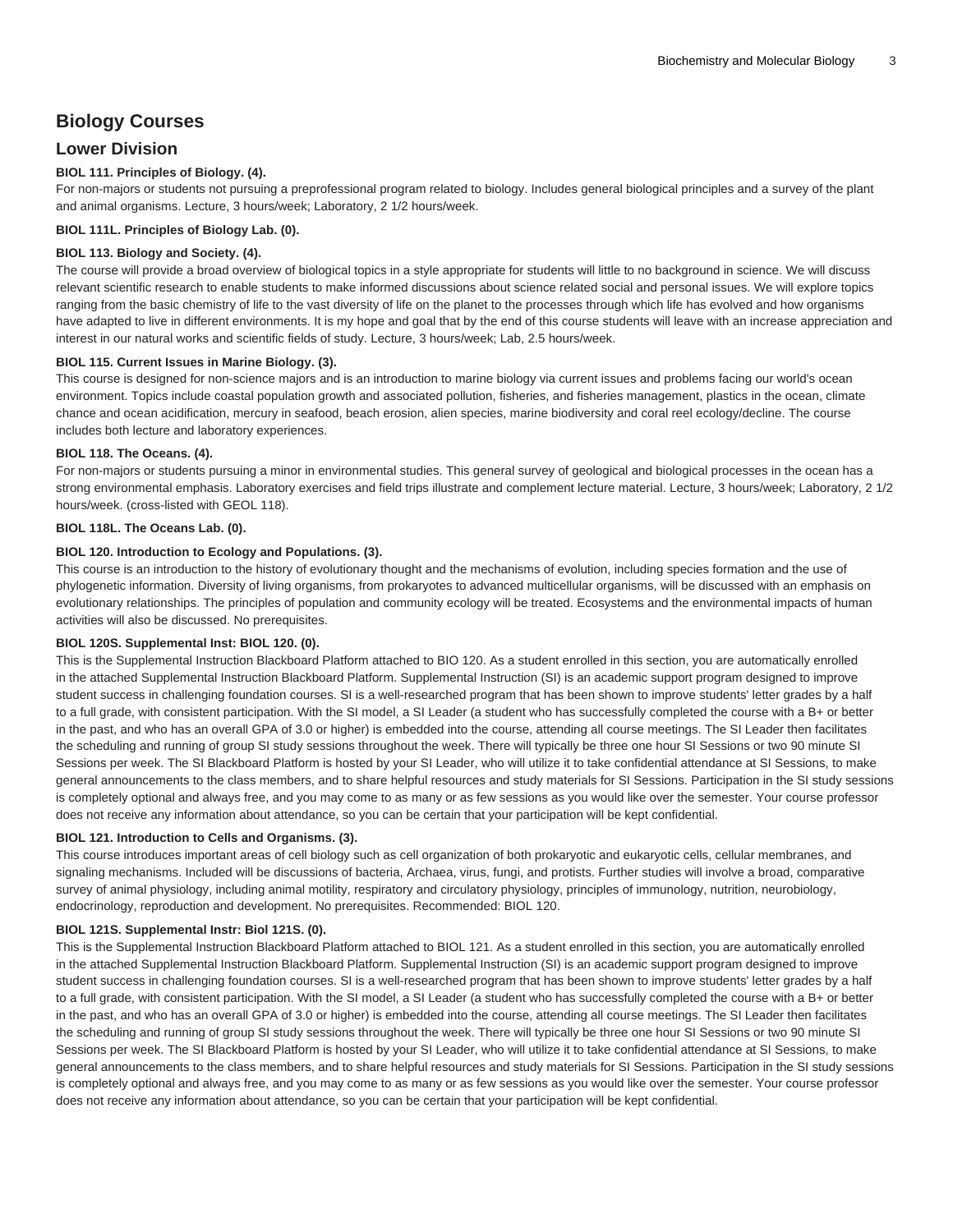## Biology Courses

### Lower Division

**BIOL 111. Principles of Biology. (4).**

For non-majors or students not pursuing a preprofessional program related to biology. Includes general biological principles and a survey of the plant and animal organisms. Lecture, 3 hours/week; Laboratory, 2 1/2 hours/week.

**BIOL 111L. Principles of Biology Lab. (0).**

**BIOL 113. Biology and Society. (4).**

The course will provide a broad overview of biological topics in a style appropriate for students will little to no background in science. We will discuss relevant scientific research to enable students to make informed discussions about science related social and personal issues. We will explore topics ranging from the basic chemistry of life to the vast diversity of life on the planet to the processes through which life has evolved and how organisms have adapted to live in different environments. It is my hope and goal that by the end of this course students will leave with an increase appreciation and interest in our natural works and scientific fields of study. Lecture, 3 hours/week; Lab, 2.5 hours/week.

**BIOL 115. Current Issues in Marine Biology. (3).**

This course is designed for non-science majors and is an introduction to marine biology via current issues and problems facing our world's ocean environment. Topics include coastal population growth and associated pollution, fisheries, and fisheries management, plastics in the ocean, climate chance and ocean acidification, mercury in seafood, beach erosion, alien species, marine biodiversity and coral reel ecology/decline. The course includes both lecture and laboratory experiences.

**BIOL 118. The Oceans. (4).**

For non-majors or students pursuing a minor in environmental studies. This general survey of geological and biological processes in the ocean has a strong environmental emphasis. Laboratory exercises and field trips illustrate and complement lecture material. Lecture, 3 hours/week; Laboratory, 2 1/2 hours/week. (cross-listed with GEOL 118).

**BIOL 118L. The Oceans Lab. (0).**

**BIOL 120. Introduction to Ecology and Populations. (3).**

This course is an introduction to the history of evolutionary thought and the mechanisms of evolution, including species formation and the use of phylogenetic information. Diversity of living organisms, from prokaryotes to advanced multicellular organisms, will be discussed with an emphasis on evolutionary relationships. The principles of population and community ecology will be treated. Ecosystems and the environmental impacts of human activities will also be discussed. No prerequisites.

**BIOL 120S. Supplemental Inst: BIOL 120. (0).**

This is the Supplemental Instruction Blackboard Platform attached to BIO 120. As a student enrolled in this section, you are automatically enrolled in the attached Supplemental Instruction Blackboard Platform. Supplemental Instruction (SI) is an academic support program designed to improve student success in challenging foundation courses. SI is a well-researched program that has been shown to improve students' letter grades by a half to a full grade, with consistent participation. With the SI model, a SI Leader (a student who has successfully completed the course with a B+ or better in the past, and who has an overall GPA of 3.0 or higher) is embedded into the course, attending all course meetings. The SI Leader then facilitates the scheduling and running of group SI study sessions throughout the week. There will typically be three one hour SI Sessions or two 90 minute SI Sessions per week. The SI Blackboard Platform is hosted by your SI Leader, who will utilize it to take confidential attendance at SI Sessions, to make general announcements to the class members, and to share helpful resources and study materials for SI Sessions. Participation in the SI study sessions is completely optional and always free, and you may come to as many or as few sessions as you would like over the semester. Your course professor does not receive any information about attendance, so you can be certain that your participation will be kept confidential.

**BIOL 121. Introduction to Cells and Organisms. (3).**

This course introduces important areas of cell biology such as cell organization of both prokaryotic and eukaryotic cells, cellular membranes, and signaling mechanisms. Included will be discussions of bacteria, Archaea, virus, fungi, and protists. Further studies will involve a broad, comparative survey of animal physiology, including animal motility, respiratory and circulatory physiology, principles of immunology, nutrition, neurobiology, endocrinology, reproduction and development. No prerequisites. Recommended: BIOL 120.

**BIOL 121S. Supplemental Instr: Biol 121S. (0).**

This is the Supplemental Instruction Blackboard Platform attached to BIOL 121. As a student enrolled in this section, you are automatically enrolled in the attached Supplemental Instruction Blackboard Platform. Supplemental Instruction (SI) is an academic support program designed to improve student success in challenging foundation courses. SI is a well-researched program that has been shown to improve students' letter grades by a half to a full grade, with consistent participation. With the SI model, a SI Leader (a student who has successfully completed the course with a B+ or better in the past, and who has an overall GPA of 3.0 or higher) is embedded into the course, attending all course meetings. The SI Leader then facilitates the scheduling and running of group SI study sessions throughout the week. There will typically be three one hour SI Sessions or two 90 minute SI Sessions per week. The SI Blackboard Platform is hosted by your SI Leader, who will utilize it to take confidential attendance at SI Sessions, to make general announcements to the class members, and to share helpful resources and study materials for SI Sessions. Participation in the SI study sessions is completely optional and always free, and you may come to as many or as few sessions as you would like over the semester. Your course professor does not receive any information about attendance, so you can be certain that your participation will be kept confidential.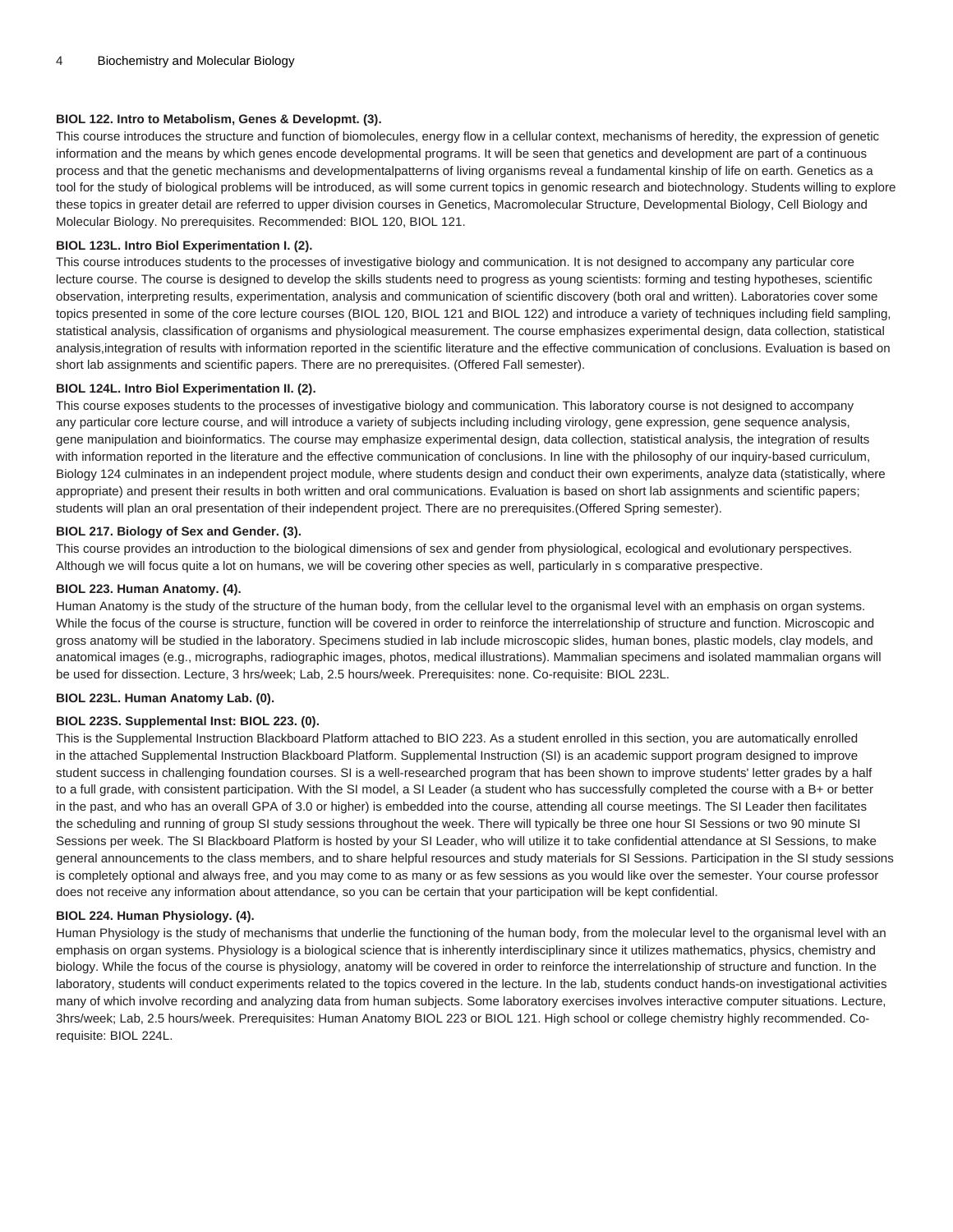**BIOL 122. Intro to Metabolism, Genes & Developmt. (3).**

This course introduces the structure and function of biomolecules, energy flow in a cellular context, mechanisms of heredity, the expression of genetic information and the means by which genes encode developmental programs. It will be seen that genetics and development are part of a continuous process and that the genetic mechanisms and developmentalpatterns of living organisms reveal a fundamental kinship of life on earth. Genetics as a tool for the study of biological problems will be introduced, as will some current topics in genomic research and biotechnology. Students willing to explore these topics in greater detail are referred to upper division courses in Genetics, Macromolecular Structure, Developmental Biology, Cell Biology and Molecular Biology. No prerequisites. Recommended: BIOL 120, BIOL 121.

**BIOL 123L. Intro Biol Experimentation I. (2).**

This course introduces students to the processes of investigative biology and communication. It is not designed to accompany any particular core lecture course. The course is designed to develop the skills students need to progress as young scientists: forming and testing hypotheses, scientific observation, interpreting results, experimentation, analysis and communication of scientific discovery (both oral and written). Laboratories cover some topics presented in some of the core lecture courses (BIOL 120, BIOL 121 and BIOL 122) and introduce a variety of techniques including field sampling, statistical analysis, classification of organisms and physiological measurement. The course emphasizes experimental design, data collection, statistical analysis,integration of results with information reported in the scientific literature and the effective communication of conclusions. Evaluation is based on short lab assignments and scientific papers. There are no prerequisites. (Offered Fall semester).

**BIOL 124L. Intro Biol Experimentation II. (2).**

This course exposes students to the processes of investigative biology and communication. This laboratory course is not designed to accompany any particular core lecture course, and will introduce a variety of subjects including including virology, gene expression, gene sequence analysis, gene manipulation and bioinformatics. The course may emphasize experimental design, data collection, statistical analysis, the integration of results with information reported in the literature and the effective communication of conclusions. In line with the philosophy of our inquiry-based curriculum, Biology 124 culminates in an independent project module, where students design and conduct their own experiments, analyze data (statistically, where appropriate) and present their results in both written and oral communications. Evaluation is based on short lab assignments and scientific papers; students will plan an oral presentation of their independent project. There are no prerequisites.(Offered Spring semester).

**BIOL 217. Biology of Sex and Gender. (3).**

This course provides an introduction to the biological dimensions of sex and gender from physiological, ecological and evolutionary perspectives. Although we will focus quite a lot on humans, we will be covering other species as well, particularly in s comparative prespective.

**BIOL 223. Human Anatomy. (4).**

Human Anatomy is the study of the structure of the human body, from the cellular level to the organismal level with an emphasis on organ systems. While the focus of the course is structure, function will be covered in order to reinforce the interrelationship of structure and function. Microscopic and gross anatomy will be studied in the laboratory. Specimens studied in lab include microscopic slides, human bones, plastic models, clay models, and anatomical images (e.g., micrographs, radiographic images, photos, medical illustrations). Mammalian specimens and isolated mammalian organs will be used for dissection. Lecture, 3 hrs/week; Lab, 2.5 hours/week. Prerequisites: none. Co-requisite: BIOL 223L.

**BIOL 223L. Human Anatomy Lab. (0).**

**BIOL 223S. Supplemental Inst: BIOL 223. (0).**

This is the Supplemental Instruction Blackboard Platform attached to BIO 223. As a student enrolled in this section, you are automatically enrolled in the attached Supplemental Instruction Blackboard Platform. Supplemental Instruction (SI) is an academic support program designed to improve student success in challenging foundation courses. SI is a well-researched program that has been shown to improve students' letter grades by a half to a full grade, with consistent participation. With the SI model, a SI Leader (a student who has successfully completed the course with a B+ or better in the past, and who has an overall GPA of 3.0 or higher) is embedded into the course, attending all course meetings. The SI Leader then facilitates the scheduling and running of group SI study sessions throughout the week. There will typically be three one hour SI Sessions or two 90 minute SI Sessions per week. The SI Blackboard Platform is hosted by your SI Leader, who will utilize it to take confidential attendance at SI Sessions, to make general announcements to the class members, and to share helpful resources and study materials for SI Sessions. Participation in the SI study sessions is completely optional and always free, and you may come to as many or as few sessions as you would like over the semester. Your course professor does not receive any information about attendance, so you can be certain that your participation will be kept confidential.

**BIOL 224. Human Physiology. (4).**

Human Physiology is the study of mechanisms that underlie the functioning of the human body, from the molecular level to the organismal level with an emphasis on organ systems. Physiology is a biological science that is inherently interdisciplinary since it utilizes mathematics, physics, chemistry and biology. While the focus of the course is physiology, anatomy will be covered in order to reinforce the interrelationship of structure and function. In the laboratory, students will conduct experiments related to the topics covered in the lecture. In the lab, students conduct hands-on investigational activities many of which involve recording and analyzing data from human subjects. Some laboratory exercises involves interactive computer situations. Lecture, 3hrs/week; Lab, 2.5 hours/week. Prerequisites: Human Anatomy BIOL 223 or BIOL 121. High school or college chemistry highly recommended. Co-requisite: BIOL 224L.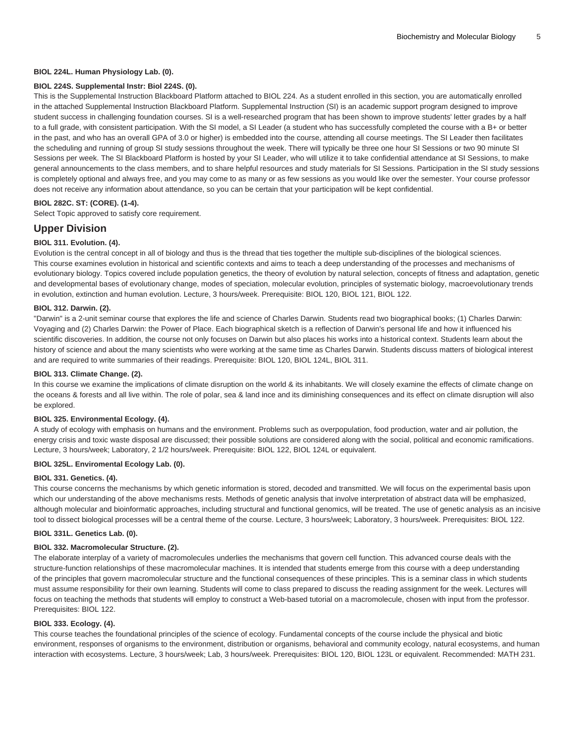**BIOL 224L. Human Physiology Lab. (0).**

**BIOL 224S. Supplemental Instr: Biol 224S. (0).**

This is the Supplemental Instruction Blackboard Platform attached to BIOL 224. As a student enrolled in this section, you are automatically enrolled in the attached Supplemental Instruction Blackboard Platform. Supplemental Instruction (SI) is an academic support program designed to improve student success in challenging foundation courses. SI is a well-researched program that has been shown to improve students' letter grades by a half to a full grade, with consistent participation. With the SI model, a SI Leader (a student who has successfully completed the course with a B+ or better in the past, and who has an overall GPA of 3.0 or higher) is embedded into the course, attending all course meetings. The SI Leader then facilitates the scheduling and running of group SI study sessions throughout the week. There will typically be three one hour SI Sessions or two 90 minute SI Sessions per week. The SI Blackboard Platform is hosted by your SI Leader, who will utilize it to take confidential attendance at SI Sessions, to make general announcements to the class members, and to share helpful resources and study materials for SI Sessions. Participation in the SI study sessions is completely optional and always free, and you may come to as many or as few sessions as you would like over the semester. Your course professor does not receive any information about attendance, so you can be certain that your participation will be kept confidential.

**BIOL 282C. ST: (CORE). (1-4).**

Select Topic approved to satisfy core requirement.

## Upper Division

**BIOL 311. Evolution. (4).**

Evolution is the central concept in all of biology and thus is the thread that ties together the multiple sub-disciplines of the biological sciences. This course examines evolution in historical and scientific contexts and aims to teach a deep understanding of the processes and mechanisms of evolutionary biology. Topics covered include population genetics, the theory of evolution by natural selection, concepts of fitness and adaptation, genetic and developmental bases of evolutionary change, modes of speciation, molecular evolution, principles of systematic biology, macroevolutionary trends in evolution, extinction and human evolution. Lecture, 3 hours/week. Prerequisite: BIOL 120, BIOL 121, BIOL 122.

**BIOL 312. Darwin. (2).**

"Darwin" is a 2-unit seminar course that explores the life and science of Charles Darwin. Students read two biographical books; (1) Charles Darwin: Voyaging and (2) Charles Darwin: the Power of Place. Each biographical sketch is a reflection of Darwin's personal life and how it influenced his scientific discoveries. In addition, the course not only focuses on Darwin but also places his works into a historical context. Students learn about the history of science and about the many scientists who were working at the same time as Charles Darwin. Students discuss matters of biological interest and are required to write summaries of their readings. Prerequisite: BIOL 120, BIOL 124L, BIOL 311.

**BIOL 313. Climate Change. (2).**

In this course we examine the implications of climate disruption on the world & its inhabitants. We will closely examine the effects of climate change on the oceans & forests and all live within. The role of polar, sea & land ince and its diminishing consequences and its effect on climate disruption will also be explored.

**BIOL 325. Environmental Ecology. (4).**

A study of ecology with emphasis on humans and the environment. Problems such as overpopulation, food production, water and air pollution, the energy crisis and toxic waste disposal are discussed; their possible solutions are considered along with the social, political and economic ramifications. Lecture, 3 hours/week; Laboratory, 2 1/2 hours/week. Prerequisite: BIOL 122, BIOL 124L or equivalent.

**BIOL 325L. Enviromental Ecology Lab. (0).**

**BIOL 331. Genetics. (4).**

This course concerns the mechanisms by which genetic information is stored, decoded and transmitted. We will focus on the experimental basis upon which our understanding of the above mechanisms rests. Methods of genetic analysis that involve interpretation of abstract data will be emphasized, although molecular and bioinformatic approaches, including structural and functional genomics, will be treated. The use of genetic analysis as an incisive tool to dissect biological processes will be a central theme of the course. Lecture, 3 hours/week; Laboratory, 3 hours/week. Prerequisites: BIOL 122.

**BIOL 331L. Genetics Lab. (0).**

**BIOL 332. Macromolecular Structure. (2).**

The elaborate interplay of a variety of macromolecules underlies the mechanisms that govern cell function. This advanced course deals with the structure-function relationships of these macromolecular machines. It is intended that students emerge from this course with a deep understanding of the principles that govern macromolecular structure and the functional consequences of these principles. This is a seminar class in which students must assume responsibility for their own learning. Students will come to class prepared to discuss the reading assignment for the week. Lectures will focus on teaching the methods that students will employ to construct a Web-based tutorial on a macromolecule, chosen with input from the professor. Prerequisites: BIOL 122.

**BIOL 333. Ecology. (4).**

This course teaches the foundational principles of the science of ecology. Fundamental concepts of the course include the physical and biotic environment, responses of organisms to the environment, distribution or organisms, behavioral and community ecology, natural ecosystems, and human interaction with ecosystems. Lecture, 3 hours/week; Lab, 3 hours/week. Prerequisites: BIOL 120, BIOL 123L or equivalent. Recommended: MATH 231.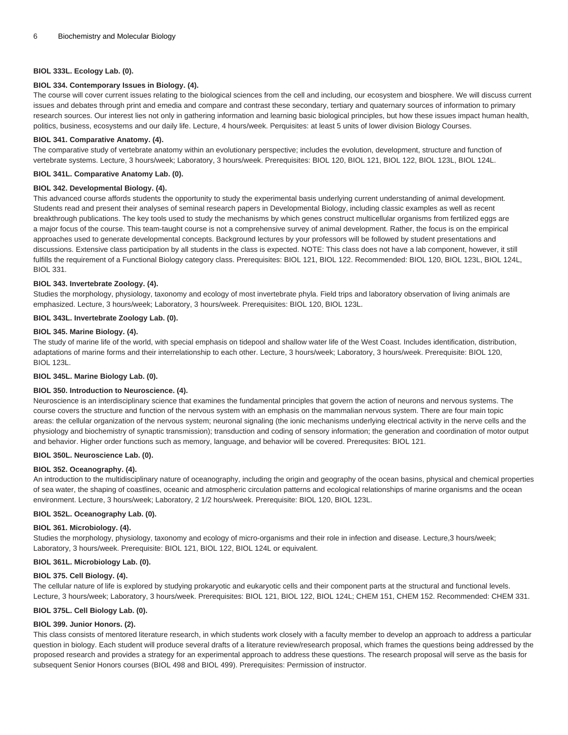**BIOL 333L. Ecology Lab. (0).**

**BIOL 334. Contemporary Issues in Biology. (4).**

The course will cover current issues relating to the biological sciences from the cell and including, our ecosystem and biosphere. We will discuss current issues and debates through print and emedia and compare and contrast these secondary, tertiary and quaternary sources of information to primary research sources. Our interest lies not only in gathering information and learning basic biological principles, but how these issues impact human health, politics, business, ecosystems and our daily life. Lecture, 4 hours/week. Perquisites: at least 5 units of lower division Biology Courses.

**BIOL 341. Comparative Anatomy. (4).**

The comparative study of vertebrate anatomy within an evolutionary perspective; includes the evolution, development, structure and function of vertebrate systems. Lecture, 3 hours/week; Laboratory, 3 hours/week. Prerequisites: BIOL 120, BIOL 121, BIOL 122, BIOL 123L, BIOL 124L.

**BIOL 341L. Comparative Anatomy Lab. (0).**

**BIOL 342. Developmental Biology. (4).**

This advanced course affords students the opportunity to study the experimental basis underlying current understanding of animal development. Students read and present their analyses of seminal research papers in Developmental Biology, including classic examples as well as recent breakthrough publications. The key tools used to study the mechanisms by which genes construct multicellular organisms from fertilized eggs are a major focus of the course. This team-taught course is not a comprehensive survey of animal development. Rather, the focus is on the empirical approaches used to generate developmental concepts. Background lectures by your professors will be followed by student presentations and discussions. Extensive class participation by all students in the class is expected. NOTE: This class does not have a lab component, however, it still fulfills the requirement of a Functional Biology category class. Prerequisites: BIOL 121, BIOL 122. Recommended: BIOL 120, BIOL 123L, BIOL 124L, BIOL 331.

**BIOL 343. Invertebrate Zoology. (4).**

Studies the morphology, physiology, taxonomy and ecology of most invertebrate phyla. Field trips and laboratory observation of living animals are emphasized. Lecture, 3 hours/week; Laboratory, 3 hours/week. Prerequisites: BIOL 120, BIOL 123L.

**BIOL 343L. Invertebrate Zoology Lab. (0).**

**BIOL 345. Marine Biology. (4).**

The study of marine life of the world, with special emphasis on tidepool and shallow water life of the West Coast. Includes identification, distribution, adaptations of marine forms and their interrelationship to each other. Lecture, 3 hours/week; Laboratory, 3 hours/week. Prerequisite: BIOL 120, BIOL 123L.

**BIOL 345L. Marine Biology Lab. (0).**

**BIOL 350. Introduction to Neuroscience. (4).**

Neuroscience is an interdisciplinary science that examines the fundamental principles that govern the action of neurons and nervous systems. The course covers the structure and function of the nervous system with an emphasis on the mammalian nervous system. There are four main topic areas: the cellular organization of the nervous system; neuronal signaling (the ionic mechanisms underlying electrical activity in the nerve cells and the physiology and biochemistry of synaptic transmission); transduction and coding of sensory information; the generation and coordination of motor output and behavior. Higher order functions such as memory, language, and behavior will be covered. Prerequsites: BIOL 121.

**BIOL 350L. Neuroscience Lab. (0).**

**BIOL 352. Oceanography. (4).**

An introduction to the multidisciplinary nature of oceanography, including the origin and geography of the ocean basins, physical and chemical properties of sea water, the shaping of coastlines, oceanic and atmospheric circulation patterns and ecological relationships of marine organisms and the ocean environment. Lecture, 3 hours/week; Laboratory, 2 1/2 hours/week. Prerequisite: BIOL 120, BIOL 123L.

**BIOL 352L. Oceanography Lab. (0).**

**BIOL 361. Microbiology. (4).**

Studies the morphology, physiology, taxonomy and ecology of micro-organisms and their role in infection and disease. Lecture,3 hours/week; Laboratory, 3 hours/week. Prerequisite: BIOL 121, BIOL 122, BIOL 124L or equivalent.

**BIOL 361L. Microbiology Lab. (0).**

**BIOL 375. Cell Biology. (4).**

The cellular nature of life is explored by studying prokaryotic and eukaryotic cells and their component parts at the structural and functional levels. Lecture, 3 hours/week; Laboratory, 3 hours/week. Prerequisites: BIOL 121, BIOL 122, BIOL 124L; CHEM 151, CHEM 152. Recommended: CHEM 331.

**BIOL 375L. Cell Biology Lab. (0).**

**BIOL 399. Junior Honors. (2).**

This class consists of mentored literature research, in which students work closely with a faculty member to develop an approach to address a particular question in biology. Each student will produce several drafts of a literature review/research proposal, which frames the questions being addressed by the proposed research and provides a strategy for an experimental approach to address these questions. The research proposal will serve as the basis for subsequent Senior Honors courses (BIOL 498 and BIOL 499). Prerequisites: Permission of instructor.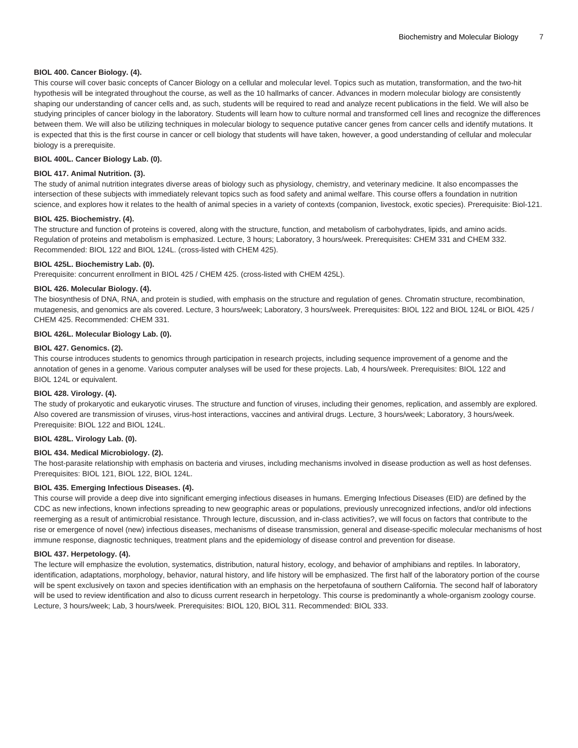**BIOL 400. Cancer Biology. (4).**

This course will cover basic concepts of Cancer Biology on a cellular and molecular level. Topics such as mutation, transformation, and the two-hit hypothesis will be integrated throughout the course, as well as the 10 hallmarks of cancer. Advances in modern molecular biology are consistently shaping our understanding of cancer cells and, as such, students will be required to read and analyze recent publications in the field. We will also be studying principles of cancer biology in the laboratory. Students will learn how to culture normal and transformed cell lines and recognize the differences between them. We will also be utilizing techniques in molecular biology to sequence putative cancer genes from cancer cells and identify mutations. It is expected that this is the first course in cancer or cell biology that students will have taken, however, a good understanding of cellular and molecular biology is a prerequisite.

**BIOL 400L. Cancer Biology Lab. (0).**

**BIOL 417. Animal Nutrition. (3).**

The study of animal nutrition integrates diverse areas of biology such as physiology, chemistry, and veterinary medicine. It also encompasses the intersection of these subjects with immediately relevant topics such as food safety and animal welfare. This course offers a foundation in nutrition science, and explores how it relates to the health of animal species in a variety of contexts (companion, livestock, exotic species). Prerequisite: Biol-121.

**BIOL 425. Biochemistry. (4).**

The structure and function of proteins is covered, along with the structure, function, and metabolism of carbohydrates, lipids, and amino acids. Regulation of proteins and metabolism is emphasized. Lecture, 3 hours; Laboratory, 3 hours/week. Prerequisites: CHEM 331 and CHEM 332. Recommended: BIOL 122 and BIOL 124L. (cross-listed with CHEM 425).

**BIOL 425L. Biochemistry Lab. (0).**

Prerequisite: concurrent enrollment in BIOL 425 / CHEM 425. (cross-listed with CHEM 425L).

**BIOL 426. Molecular Biology. (4).**

The biosynthesis of DNA, RNA, and protein is studied, with emphasis on the structure and regulation of genes. Chromatin structure, recombination, mutagenesis, and genomics are als covered. Lecture, 3 hours/week; Laboratory, 3 hours/week. Prerequisites: BIOL 122 and BIOL 124L or BIOL 425 / CHEM 425. Recommended: CHEM 331.

**BIOL 426L. Molecular Biology Lab. (0).**

**BIOL 427. Genomics. (2).**

This course introduces students to genomics through participation in research projects, including sequence improvement of a genome and the annotation of genes in a genome. Various computer analyses will be used for these projects. Lab, 4 hours/week. Prerequisites: BIOL 122 and BIOL 124L or equivalent.

**BIOL 428. Virology. (4).**

The study of prokaryotic and eukaryotic viruses. The structure and function of viruses, including their genomes, replication, and assembly are explored. Also covered are transmission of viruses, virus-host interactions, vaccines and antiviral drugs. Lecture, 3 hours/week; Laboratory, 3 hours/week. Prerequisite: BIOL 122 and BIOL 124L.

**BIOL 428L. Virology Lab. (0).**

**BIOL 434. Medical Microbiology. (2).**

The host-parasite relationship with emphasis on bacteria and viruses, including mechanisms involved in disease production as well as host defenses. Prerequisites: BIOL 121, BIOL 122, BIOL 124L.

**BIOL 435. Emerging Infectious Diseases. (4).**

This course will provide a deep dive into significant emerging infectious diseases in humans. Emerging Infectious Diseases (EID) are defined by the CDC as new infections, known infections spreading to new geographic areas or populations, previously unrecognized infections, and/or old infections reemerging as a result of antimicrobial resistance. Through lecture, discussion, and in-class activities?, we will focus on factors that contribute to the rise or emergence of novel (new) infectious diseases, mechanisms of disease transmission, general and disease-specific molecular mechanisms of host immune response, diagnostic techniques, treatment plans and the epidemiology of disease control and prevention for disease.

**BIOL 437. Herpetology. (4).**

The lecture will emphasize the evolution, systematics, distribution, natural history, ecology, and behavior of amphibians and reptiles. In laboratory, identification, adaptations, morphology, behavior, natural history, and life history will be emphasized. The first half of the laboratory portion of the course will be spent exclusively on taxon and species identification with an emphasis on the herpetofauna of southern California. The second half of laboratory will be used to review identification and also to dicuss current research in herpetology. This course is predominantly a whole-organism zoology course. Lecture, 3 hours/week; Lab, 3 hours/week. Prerequisites: BIOL 120, BIOL 311. Recommended: BIOL 333.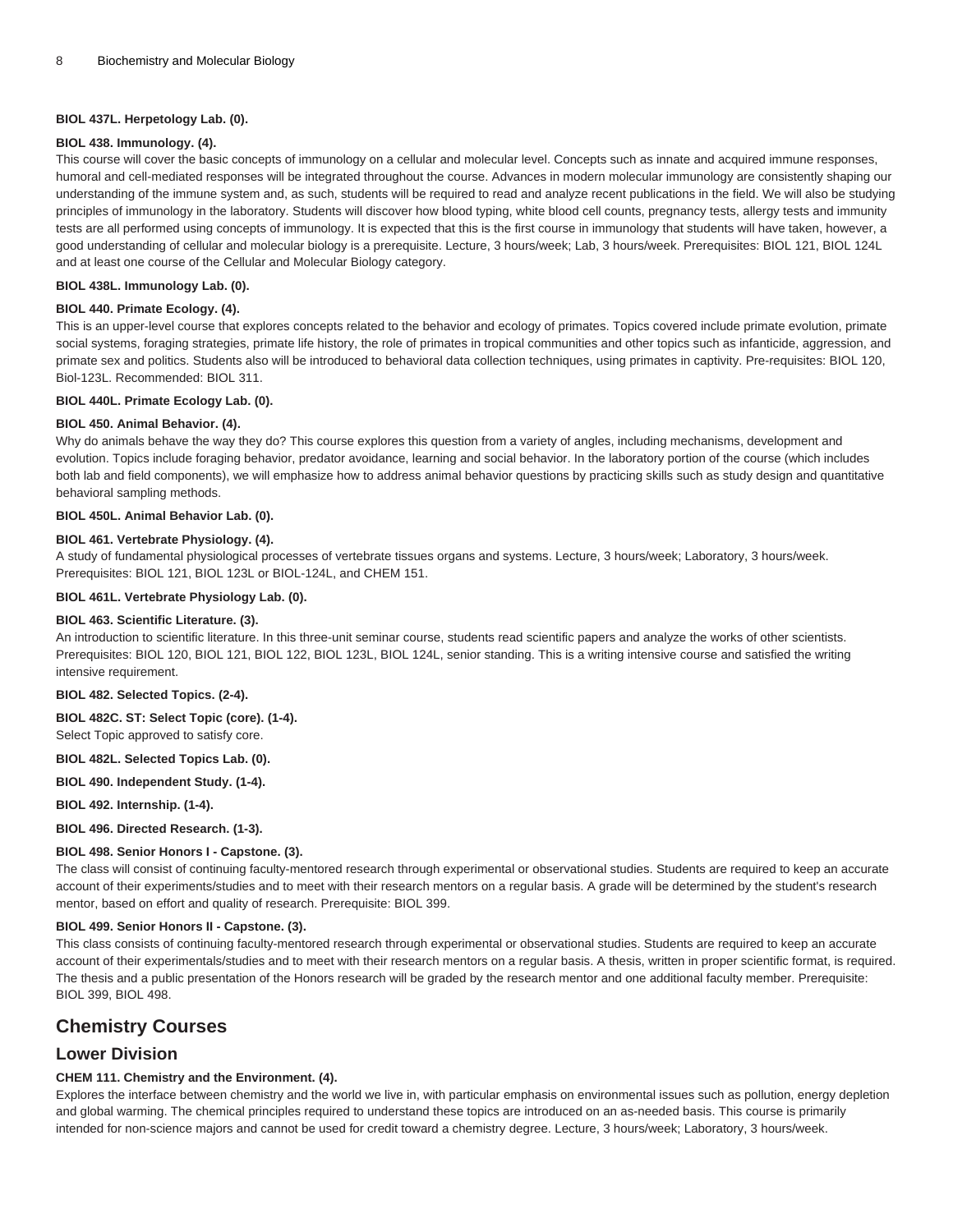**BIOL 437L. Herpetology Lab. (0).**

**BIOL 438. Immunology. (4).**

This course will cover the basic concepts of immunology on a cellular and molecular level. Concepts such as innate and acquired immune responses, humoral and cell-mediated responses will be integrated throughout the course. Advances in modern molecular immunology are consistently shaping our understanding of the immune system and, as such, students will be required to read and analyze recent publications in the field. We will also be studying principles of immunology in the laboratory. Students will discover how blood typing, white blood cell counts, pregnancy tests, allergy tests and immunity tests are all performed using concepts of immunology. It is expected that this is the first course in immunology that students will have taken, however, a good understanding of cellular and molecular biology is a prerequisite. Lecture, 3 hours/week; Lab, 3 hours/week. Prerequisites: BIOL 121, BIOL 124L and at least one course of the Cellular and Molecular Biology category.

**BIOL 438L. Immunology Lab. (0).**

**BIOL 440. Primate Ecology. (4).**

This is an upper-level course that explores concepts related to the behavior and ecology of primates. Topics covered include primate evolution, primate social systems, foraging strategies, primate life history, the role of primates in tropical communities and other topics such as infanticide, aggression, and primate sex and politics. Students also will be introduced to behavioral data collection techniques, using primates in captivity. Pre-requisites: BIOL 120, Biol-123L. Recommended: BIOL 311.

**BIOL 440L. Primate Ecology Lab. (0).**

**BIOL 450. Animal Behavior. (4).**

Why do animals behave the way they do? This course explores this question from a variety of angles, including mechanisms, development and evolution. Topics include foraging behavior, predator avoidance, learning and social behavior. In the laboratory portion of the course (which includes both lab and field components), we will emphasize how to address animal behavior questions by practicing skills such as study design and quantitative behavioral sampling methods.

**BIOL 450L. Animal Behavior Lab. (0).**

**BIOL 461. Vertebrate Physiology. (4).**

A study of fundamental physiological processes of vertebrate tissues organs and systems. Lecture, 3 hours/week; Laboratory, 3 hours/week. Prerequisites: BIOL 121, BIOL 123L or BIOL-124L, and CHEM 151.

**BIOL 461L. Vertebrate Physiology Lab. (0).**

**BIOL 463. Scientific Literature. (3).**

An introduction to scientific literature. In this three-unit seminar course, students read scientific papers and analyze the works of other scientists. Prerequisites: BIOL 120, BIOL 121, BIOL 122, BIOL 123L, BIOL 124L, senior standing. This is a writing intensive course and satisfied the writing intensive requirement.

**BIOL 482. Selected Topics. (2-4).**

**BIOL 482C. ST: Select Topic (core). (1-4).**

Select Topic approved to satisfy core.

**BIOL 482L. Selected Topics Lab. (0).**

**BIOL 490. Independent Study. (1-4).**

**BIOL 492. Internship. (1-4).**

**BIOL 496. Directed Research. (1-3).**

**BIOL 498. Senior Honors I - Capstone. (3).**

The class will consist of continuing faculty-mentored research through experimental or observational studies. Students are required to keep an accurate account of their experiments/studies and to meet with their research mentors on a regular basis. A grade will be determined by the student's research mentor, based on effort and quality of research. Prerequisite: BIOL 399.

**BIOL 499. Senior Honors II - Capstone. (3).**

This class consists of continuing faculty-mentored research through experimental or observational studies. Students are required to keep an accurate account of their experimentals/studies and to meet with their research mentors on a regular basis. A thesis, written in proper scientific format, is required. The thesis and a public presentation of the Honors research will be graded by the research mentor and one additional faculty member. Prerequisite: BIOL 399, BIOL 498.

## Chemistry Courses

### Lower Division

**CHEM 111. Chemistry and the Environment. (4).**

Explores the interface between chemistry and the world we live in, with particular emphasis on environmental issues such as pollution, energy depletion and global warming. The chemical principles required to understand these topics are introduced on an as-needed basis. This course is primarily intended for non-science majors and cannot be used for credit toward a chemistry degree. Lecture, 3 hours/week; Laboratory, 3 hours/week.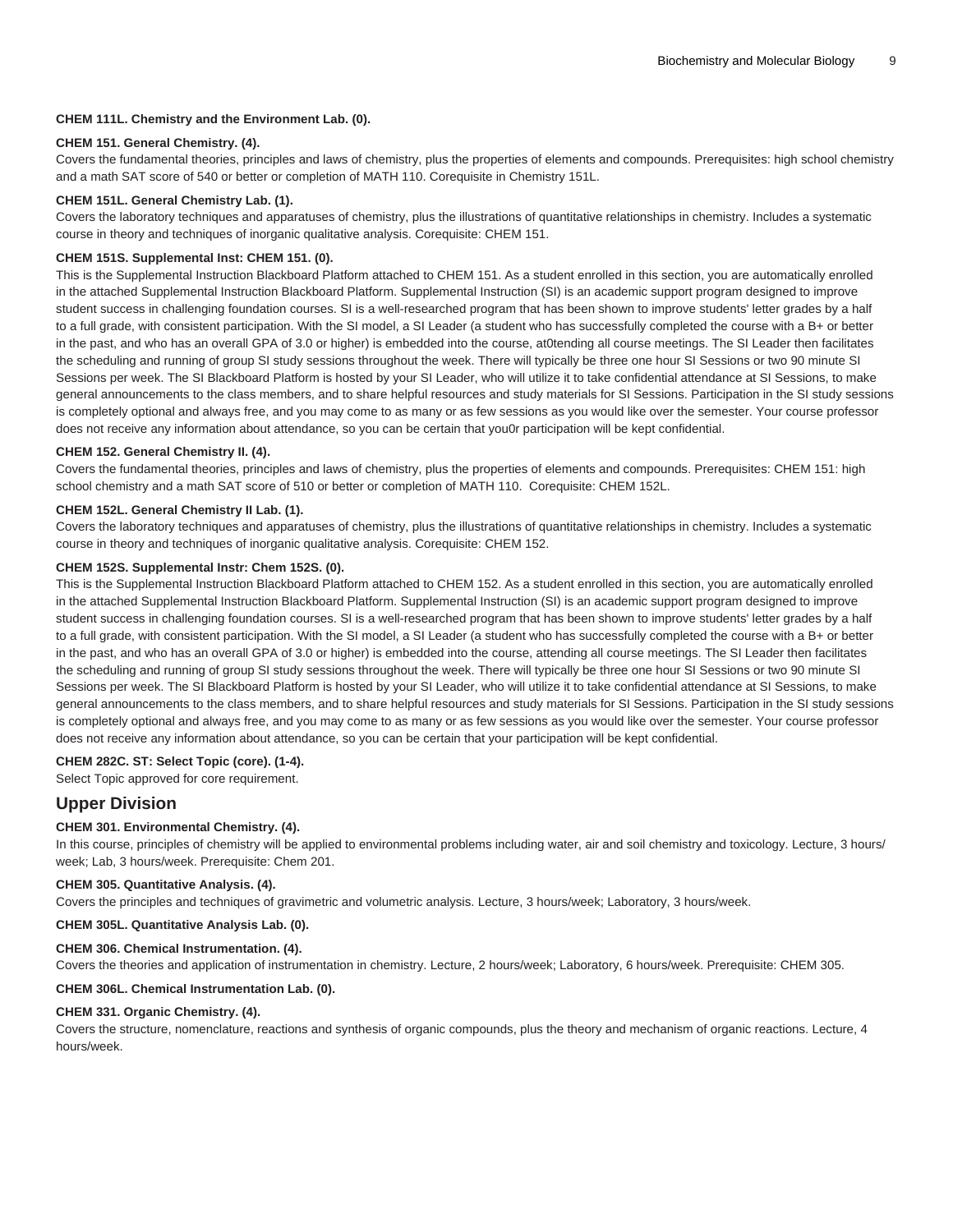**CHEM 111L. Chemistry and the Environment Lab. (0).**

**CHEM 151. General Chemistry. (4).**

Covers the fundamental theories, principles and laws of chemistry, plus the properties of elements and compounds. Prerequisites: high school chemistry and a math SAT score of 540 or better or completion of MATH 110. Corequisite in Chemistry 151L.

**CHEM 151L. General Chemistry Lab. (1).**

Covers the laboratory techniques and apparatuses of chemistry, plus the illustrations of quantitative relationships in chemistry. Includes a systematic course in theory and techniques of inorganic qualitative analysis. Corequisite: CHEM 151.

**CHEM 151S. Supplemental Inst: CHEM 151. (0).**

This is the Supplemental Instruction Blackboard Platform attached to CHEM 151. As a student enrolled in this section, you are automatically enrolled in the attached Supplemental Instruction Blackboard Platform. Supplemental Instruction (SI) is an academic support program designed to improve student success in challenging foundation courses. SI is a well-researched program that has been shown to improve students' letter grades by a half to a full grade, with consistent participation. With the SI model, a SI Leader (a student who has successfully completed the course with a B+ or better in the past, and who has an overall GPA of 3.0 or higher) is embedded into the course, at0tending all course meetings. The SI Leader then facilitates the scheduling and running of group SI study sessions throughout the week. There will typically be three one hour SI Sessions or two 90 minute SI Sessions per week. The SI Blackboard Platform is hosted by your SI Leader, who will utilize it to take confidential attendance at SI Sessions, to make general announcements to the class members, and to share helpful resources and study materials for SI Sessions. Participation in the SI study sessions is completely optional and always free, and you may come to as many or as few sessions as you would like over the semester. Your course professor does not receive any information about attendance, so you can be certain that you0r participation will be kept confidential.

**CHEM 152. General Chemistry II. (4).**

Covers the fundamental theories, principles and laws of chemistry, plus the properties of elements and compounds. Prerequisites: CHEM 151: high school chemistry and a math SAT score of 510 or better or completion of MATH 110. Corequisite: CHEM 152L.

**CHEM 152L. General Chemistry II Lab. (1).**

Covers the laboratory techniques and apparatuses of chemistry, plus the illustrations of quantitative relationships in chemistry. Includes a systematic course in theory and techniques of inorganic qualitative analysis. Corequisite: CHEM 152.

**CHEM 152S. Supplemental Instr: Chem 152S. (0).**

This is the Supplemental Instruction Blackboard Platform attached to CHEM 152. As a student enrolled in this section, you are automatically enrolled in the attached Supplemental Instruction Blackboard Platform. Supplemental Instruction (SI) is an academic support program designed to improve student success in challenging foundation courses. SI is a well-researched program that has been shown to improve students' letter grades by a half to a full grade, with consistent participation. With the SI model, a SI Leader (a student who has successfully completed the course with a B+ or better in the past, and who has an overall GPA of 3.0 or higher) is embedded into the course, attending all course meetings. The SI Leader then facilitates the scheduling and running of group SI study sessions throughout the week. There will typically be three one hour SI Sessions or two 90 minute SI Sessions per week. The SI Blackboard Platform is hosted by your SI Leader, who will utilize it to take confidential attendance at SI Sessions, to make general announcements to the class members, and to share helpful resources and study materials for SI Sessions. Participation in the SI study sessions is completely optional and always free, and you may come to as many or as few sessions as you would like over the semester. Your course professor does not receive any information about attendance, so you can be certain that your participation will be kept confidential.

**CHEM 282C. ST: Select Topic (core). (1-4).**

Select Topic approved for core requirement.

## Upper Division

**CHEM 301. Environmental Chemistry. (4).**

In this course, principles of chemistry will be applied to environmental problems including water, air and soil chemistry and toxicology. Lecture, 3 hours/week; Lab, 3 hours/week. Prerequisite: Chem 201.

**CHEM 305. Quantitative Analysis. (4).**

Covers the principles and techniques of gravimetric and volumetric analysis. Lecture, 3 hours/week; Laboratory, 3 hours/week.

**CHEM 305L. Quantitative Analysis Lab. (0).**

**CHEM 306. Chemical Instrumentation. (4).**

Covers the theories and application of instrumentation in chemistry. Lecture, 2 hours/week; Laboratory, 6 hours/week. Prerequisite: CHEM 305.

**CHEM 306L. Chemical Instrumentation Lab. (0).**

**CHEM 331. Organic Chemistry. (4).**

Covers the structure, nomenclature, reactions and synthesis of organic compounds, plus the theory and mechanism of organic reactions. Lecture, 4 hours/week.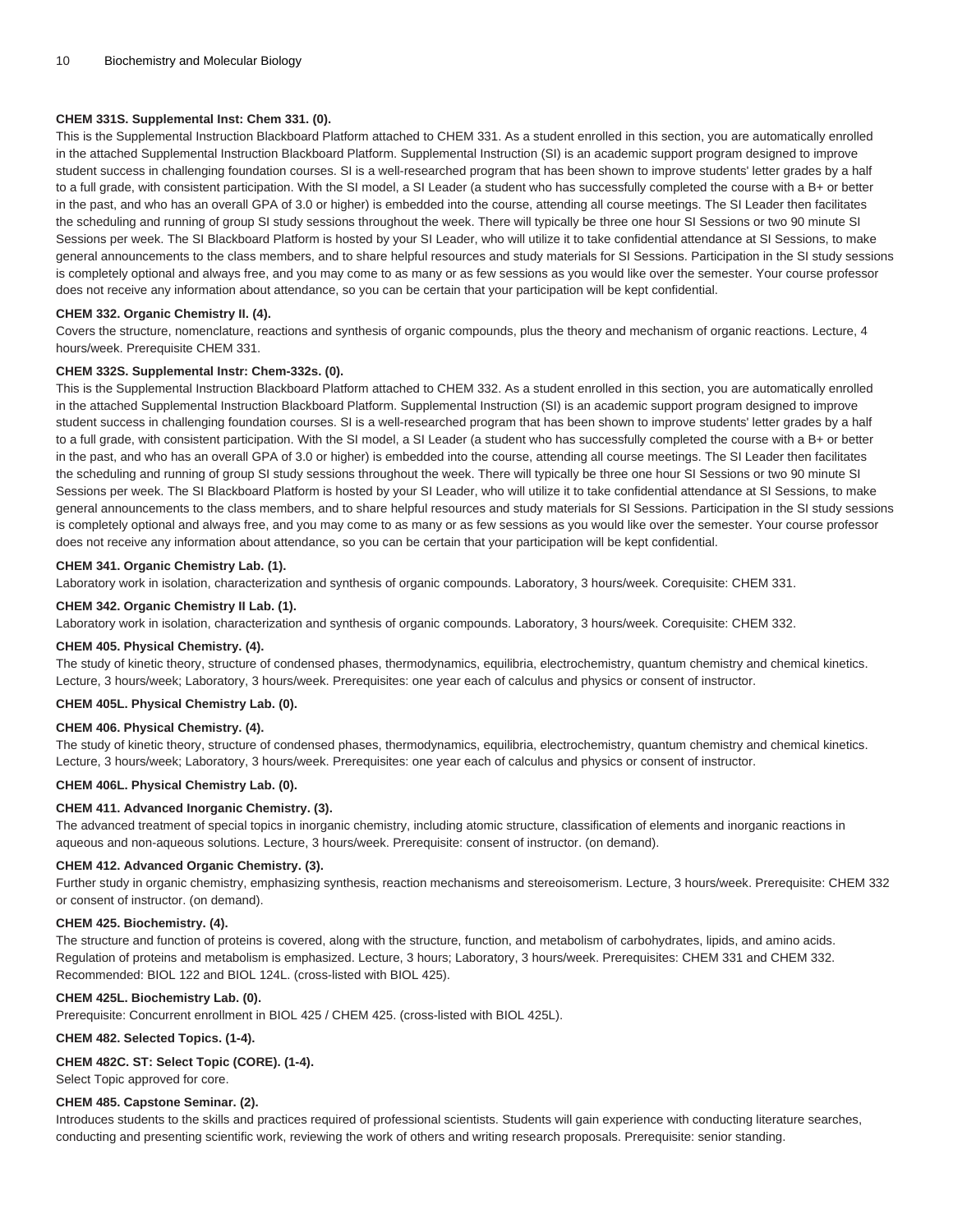**CHEM 331S. Supplemental Inst: Chem 331. (0).**

This is the Supplemental Instruction Blackboard Platform attached to CHEM 331. As a student enrolled in this section, you are automatically enrolled in the attached Supplemental Instruction Blackboard Platform. Supplemental Instruction (SI) is an academic support program designed to improve student success in challenging foundation courses. SI is a well-researched program that has been shown to improve students' letter grades by a half to a full grade, with consistent participation. With the SI model, a SI Leader (a student who has successfully completed the course with a B+ or better in the past, and who has an overall GPA of 3.0 or higher) is embedded into the course, attending all course meetings. The SI Leader then facilitates the scheduling and running of group SI study sessions throughout the week. There will typically be three one hour SI Sessions or two 90 minute SI Sessions per week. The SI Blackboard Platform is hosted by your SI Leader, who will utilize it to take confidential attendance at SI Sessions, to make general announcements to the class members, and to share helpful resources and study materials for SI Sessions. Participation in the SI study sessions is completely optional and always free, and you may come to as many or as few sessions as you would like over the semester. Your course professor does not receive any information about attendance, so you can be certain that your participation will be kept confidential.

**CHEM 332. Organic Chemistry II. (4).**

Covers the structure, nomenclature, reactions and synthesis of organic compounds, plus the theory and mechanism of organic reactions. Lecture, 4 hours/week. Prerequisite CHEM 331.

**CHEM 332S. Supplemental Instr: Chem-332s. (0).**

This is the Supplemental Instruction Blackboard Platform attached to CHEM 332. As a student enrolled in this section, you are automatically enrolled in the attached Supplemental Instruction Blackboard Platform. Supplemental Instruction (SI) is an academic support program designed to improve student success in challenging foundation courses. SI is a well-researched program that has been shown to improve students' letter grades by a half to a full grade, with consistent participation. With the SI model, a SI Leader (a student who has successfully completed the course with a B+ or better in the past, and who has an overall GPA of 3.0 or higher) is embedded into the course, attending all course meetings. The SI Leader then facilitates the scheduling and running of group SI study sessions throughout the week. There will typically be three one hour SI Sessions or two 90 minute SI Sessions per week. The SI Blackboard Platform is hosted by your SI Leader, who will utilize it to take confidential attendance at SI Sessions, to make general announcements to the class members, and to share helpful resources and study materials for SI Sessions. Participation in the SI study sessions is completely optional and always free, and you may come to as many or as few sessions as you would like over the semester. Your course professor does not receive any information about attendance, so you can be certain that your participation will be kept confidential.

**CHEM 341. Organic Chemistry Lab. (1).**

Laboratory work in isolation, characterization and synthesis of organic compounds. Laboratory, 3 hours/week. Corequisite: CHEM 331.

**CHEM 342. Organic Chemistry II Lab. (1).**

Laboratory work in isolation, characterization and synthesis of organic compounds. Laboratory, 3 hours/week. Corequisite: CHEM 332.

**CHEM 405. Physical Chemistry. (4).**

The study of kinetic theory, structure of condensed phases, thermodynamics, equilibria, electrochemistry, quantum chemistry and chemical kinetics. Lecture, 3 hours/week; Laboratory, 3 hours/week. Prerequisites: one year each of calculus and physics or consent of instructor.

**CHEM 405L. Physical Chemistry Lab. (0).**

**CHEM 406. Physical Chemistry. (4).**

The study of kinetic theory, structure of condensed phases, thermodynamics, equilibria, electrochemistry, quantum chemistry and chemical kinetics. Lecture, 3 hours/week; Laboratory, 3 hours/week. Prerequisites: one year each of calculus and physics or consent of instructor.

**CHEM 406L. Physical Chemistry Lab. (0).**

**CHEM 411. Advanced Inorganic Chemistry. (3).**

The advanced treatment of special topics in inorganic chemistry, including atomic structure, classification of elements and inorganic reactions in aqueous and non-aqueous solutions. Lecture, 3 hours/week. Prerequisite: consent of instructor. (on demand).

**CHEM 412. Advanced Organic Chemistry. (3).**

Further study in organic chemistry, emphasizing synthesis, reaction mechanisms and stereoisomerism. Lecture, 3 hours/week. Prerequisite: CHEM 332 or consent of instructor. (on demand).

**CHEM 425. Biochemistry. (4).**

The structure and function of proteins is covered, along with the structure, function, and metabolism of carbohydrates, lipids, and amino acids. Regulation of proteins and metabolism is emphasized. Lecture, 3 hours; Laboratory, 3 hours/week. Prerequisites: CHEM 331 and CHEM 332. Recommended: BIOL 122 and BIOL 124L. (cross-listed with BIOL 425).

**CHEM 425L. Biochemistry Lab. (0).**

Prerequisite: Concurrent enrollment in BIOL 425 / CHEM 425. (cross-listed with BIOL 425L).

**CHEM 482. Selected Topics. (1-4).**

**CHEM 482C. ST: Select Topic (CORE). (1-4).**

Select Topic approved for core.

**CHEM 485. Capstone Seminar. (2).**

Introduces students to the skills and practices required of professional scientists. Students will gain experience with conducting literature searches, conducting and presenting scientific work, reviewing the work of others and writing research proposals. Prerequisite: senior standing.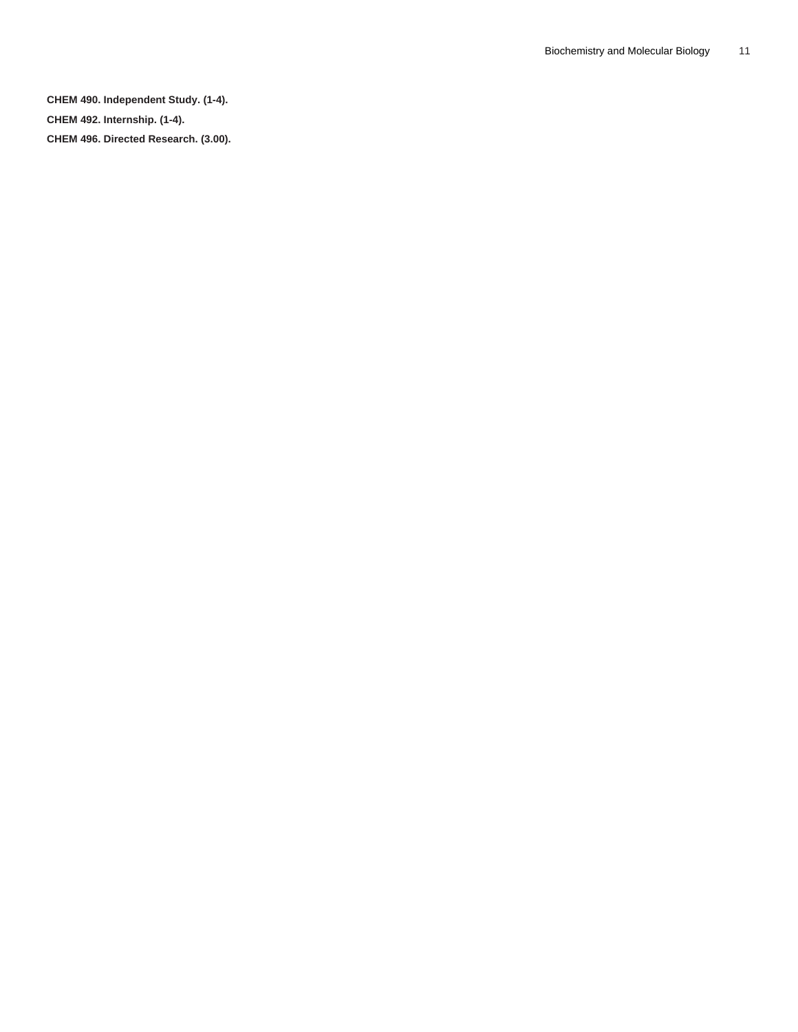**CHEM 490. Independent Study. (1-4).**

**CHEM 492. Internship. (1-4).**

**CHEM 496. Directed Research. (3.00).**